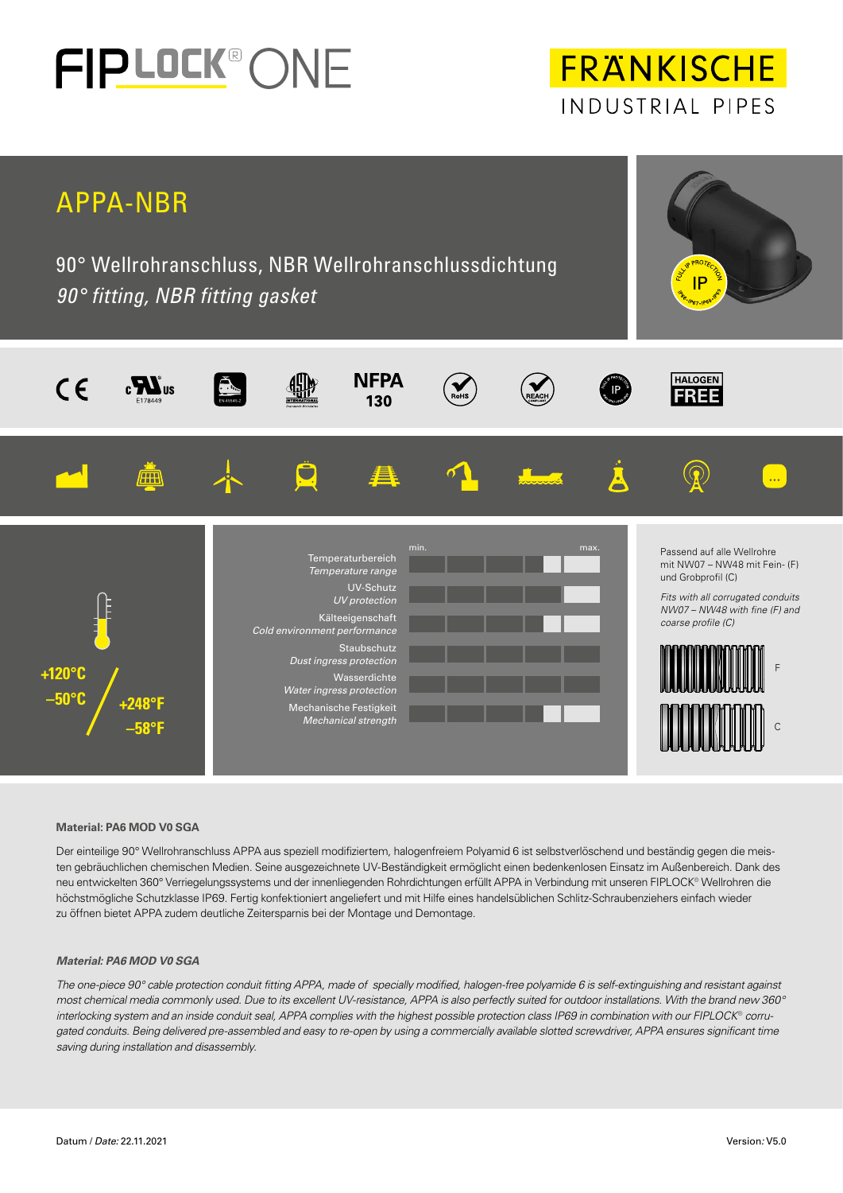# FIPLOCK® ONE

FRÄNKISCHE
INDUSTRIAL PIPES

## APPA-NBR

90° Wellrohranschluss, NBR Wellrohranschlussdichtung
*90° fitting, NBR fitting gasket*

E178449

NFPA 130

HALOGEN FREE

+120°C
–50°C

+248°F
–58°F

| | min. | max. |
|---|---|---|
| Temperaturbereich / *Temperature range* | | |
| UV-Schutz / *UV protection* | | |
| Kälteeigenschaft / *Cold environment performance* | | |
| Staubschutz / *Dust ingress protection* | | |
| Wasserdichte / *Water ingress protection* | | |
| Mechanische Festigkeit / *Mechanical strength* | | |

Passend auf alle Wellrohre mit NW07 – NW48 mit Fein- (F) und Grobprofil (C)

*Fits with all corrugated conduits NW07 – NW48 with fine (F) and coarse profile (C)*

F

C

**Material: PA6 MOD V0 SGA**

Der einteilige 90° Wellrohranschluss APPA aus speziell modifiziertem, halogenfreiem Polyamid 6 ist selbstverlöschend und beständig gegen die meisten gebräuchlichen chemischen Medien. Seine ausgezeichnete UV-Beständigkeit ermöglicht einen bedenkenlosen Einsatz im Außenbereich. Dank des neu entwickelten 360° Verriegelungssystems und der innenliegenden Rohrdichtungen erfüllt APPA in Verbindung mit unseren FIPLOCK® Wellrohren die höchstmögliche Schutzklasse IP69. Fertig konfektioniert angeliefert und mit Hilfe eines handelsüblichen Schlitz-Schraubenziehers einfach wieder zu öffnen bietet APPA zudem deutliche Zeitersparnis bei der Montage und Demontage.

***Material: PA6 MOD V0 SGA***

*The one-piece 90° cable protection conduit fitting APPA, made of specially modified, halogen-free polyamide 6 is self-extinguishing and resistant against most chemical media commonly used. Due to its excellent UV-resistance, APPA is also perfectly suited for outdoor installations. With the brand new 360° interlocking system and an inside conduit seal, APPA complies with the highest possible protection class IP69 in combination with our FIPLOCK® corrugated conduits. Being delivered pre-assembled and easy to re-open by using a commercially available slotted screwdriver, APPA ensures significant time saving during installation and disassembly.*

Datum / *Date:* 22.11.2021

Version*:* V5.0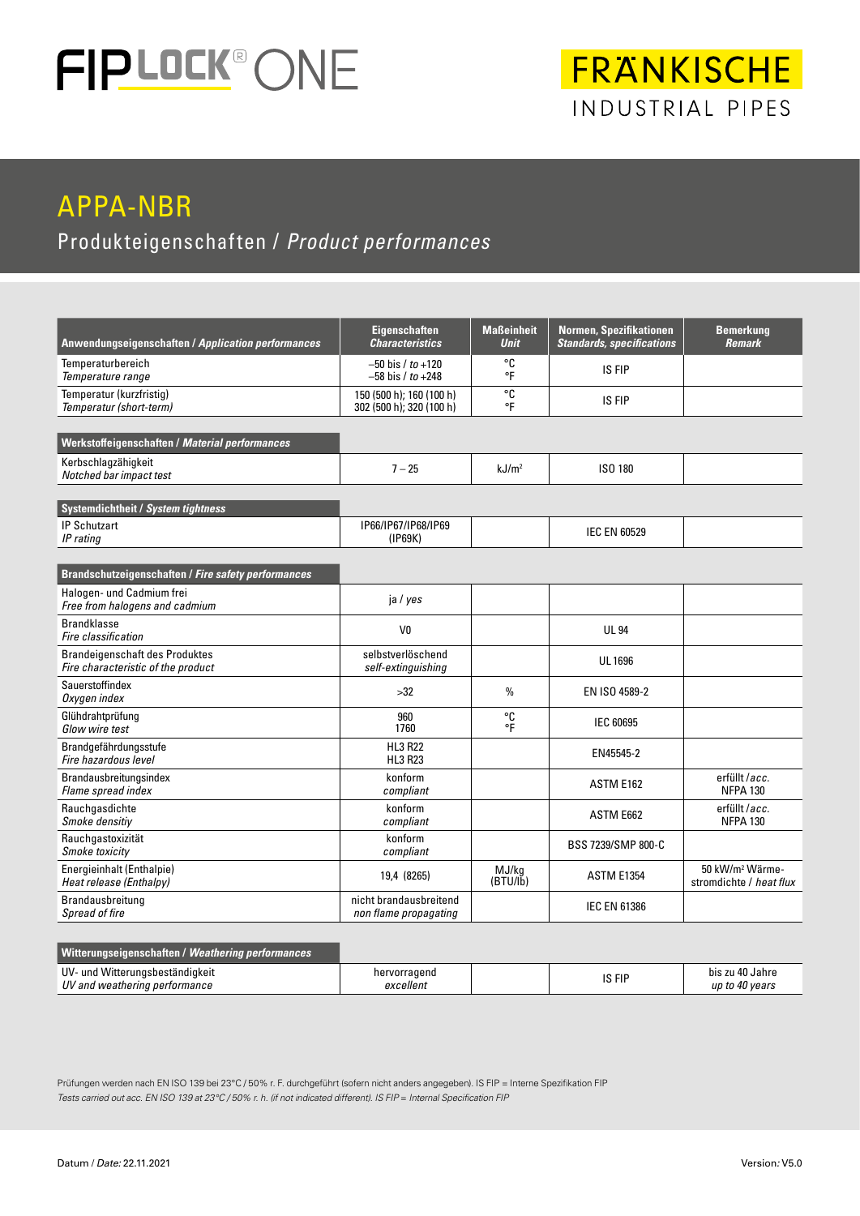# FIPLOCK® ONE

# FRÄNKISCHE
INDUSTRIAL PIPES

## APPA-NBR

### Produkteigenschaften / *Product performances*

| Anwendungseigenschaften / *Application performances* | Eigenschaften *Characteristics* | Maßeinheit *Unit* | Normen, Spezifikationen *Standards, specifications* | Bemerkung *Remark* |
|---|---|---|---|---|
| Temperaturbereich *Temperature range* | –50 bis / *to* +120<br>–58 bis / *to* +248 | °C<br>°F | IS FIP | |
| Temperatur (kurzfristig) *Temperatur (short-term)* | 150 (500 h); 160 (100 h)<br>302 (500 h); 320 (100 h) | °C<br>°F | IS FIP | |
| **Werkstoffeigenschaften / *Material performances*** | | | | |
| Kerbschlagzähigkeit *Notched bar impact test* | 7 – 25 | kJ/m² | ISO 180 | |
| **Systemdichtheit / *System tightness*** | | | | |
| IP Schutzart *IP rating* | IP66/IP67/IP68/IP69 (IP69K) | | IEC EN 60529 | |
| **Brandschutzeigenschaften / *Fire safety performances*** | | | | |
| Halogen- und Cadmium frei *Free from halogens and cadmium* | ja / *yes* | | | |
| Brandklasse *Fire classification* | V0 | | UL 94 | |
| Brandeigenschaft des Produktes *Fire characteristic of the product* | selbstverlöschend *self-extinguishing* | | UL 1696 | |
| Sauerstoffindex *Oxygen index* | >32 | % | EN ISO 4589-2 | |
| Glühdrahtprüfung *Glow wire test* | 960<br>1760 | °C<br>°F | IEC 60695 | |
| Brandgefährdungsstufe *Fire hazardous level* | HL3 R22<br>HL3 R23 | | EN45545-2 | |
| Brandausbreitungsindex *Flame spread index* | konform *compliant* | | ASTM E162 | erfüllt / *acc.* NFPA 130 |
| Rauchgasdichte *Smoke densitiy* | konform *compliant* | | ASTM E662 | erfüllt / *acc.* NFPA 130 |
| Rauchgastoxizität *Smoke toxicity* | konform *compliant* | | BSS 7239/SMP 800-C | |
| Energieinhalt (Enthalpie) *Heat release (Enthalpy)* | 19,4 (8265) | MJ/kg (BTU/lb) | ASTM E1354 | 50 kW/m² Wärmestromdichte / *heat flux* |
| Brandausbreitung *Spread of fire* | nicht brandausbreitend *non flame propagating* | | IEC EN 61386 | |
| **Witterungseigenschaften / *Weathering performances*** | | | | |
| UV- und Witterungsbeständigkeit *UV and weathering performance* | hervorragend *excellent* | | IS FIP | bis zu 40 Jahre *up to 40 years* |

Prüfungen werden nach EN ISO 139 bei 23°C / 50% r. F. durchgeführt (sofern nicht anders angegeben). IS FIP = Interne Spezifikation FIP
*Tests carried out acc. EN ISO 139 at 23°C / 50% r. h. (if not indicated different). IS FIP = Internal Specification FIP*

Datum / *Date:* 22.11.2021

Version: V5.0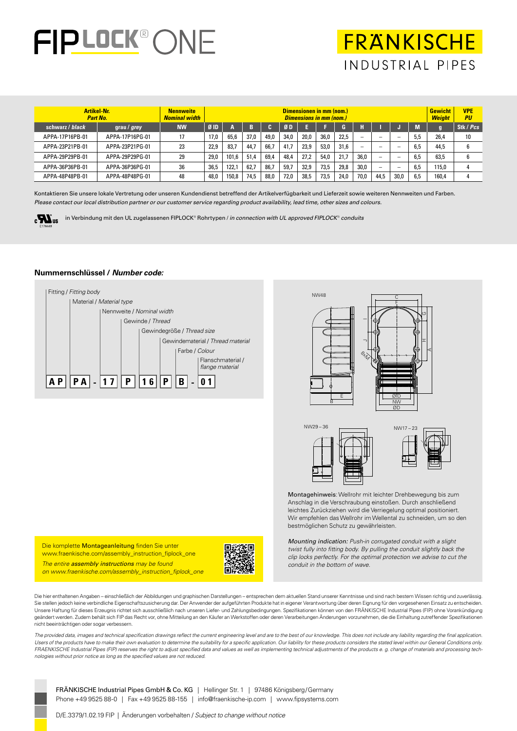# FIPLOCK® ONE

**FRÄNKISCHE**
INDUSTRIAL PIPES

| Artikel-Nr. *Part No.* | | Nennweite *Nominal width* | Dimensionen in mm (nom.) *Dimensions in mm (nom.)* | | | | | | | | | | | | | Gewicht *Weight* | VPE *PU* |
|---|---|---|---|---|---|---|---|---|---|---|---|---|---|---|---|---|---|
| schwarz / *black* | grau / *grey* | NW | Ø ID | A | B | C | Ø D | E | F | G | H | I | J | M | | g | Stk / *Pcs* |
| APPA-17P16PB-01 | APPA-17P16PG-01 | 17 | 17,0 | 65,6 | 37,0 | 49,0 | 34,0 | 20,0 | 36,0 | 22,5 | – | – | – | 5,5 | | 26,4 | 10 |
| APPA-23P21PB-01 | APPA-23P21PG-01 | 23 | 22,9 | 83,7 | 44,7 | 66,7 | 41,7 | 23,9 | 53,0 | 31,6 | – | – | – | 6,5 | | 44,5 | 6 |
| APPA-29P29PB-01 | APPA-29P29PG-01 | 29 | 29,0 | 101,6 | 51,4 | 69,4 | 48,4 | 27,2 | 54,0 | 21,7 | 36,0 | – | – | 6,5 | | 63,5 | 6 |
| APPA-36P36PB-01 | APPA-36P36PG-01 | 36 | 36,5 | 122,1 | 62,7 | 86,7 | 59,7 | 32,9 | 73,5 | 29,8 | 30,0 | – | – | 6,5 | | 115,0 | 4 |
| APPA-48P48PB-01 | APPA-48P48PG-01 | 48 | 48,0 | 150,8 | 74,5 | 88,0 | 72,0 | 38,5 | 73,5 | 24,0 | 70,0 | 44,5 | 30,0 | 6,5 | | 160,4 | 4 |

Kontaktieren Sie unsere lokale Vertretung oder unseren Kundendienst betreffend der Artikelverfügbarkeit und Lieferzeit sowie weiteren Nennweiten und Farben.
*Please contact our local distribution partner or our customer service regarding product availability, lead time, other sizes and colours.*

c UL us E178449 in Verbindung mit den UL zugelassenen FIPLOCK® Rohrtypen / *in connection with UL approved FIPLOCK® conduits*

### Nummernschlüssel / *Number code:*

- Fitting / *Fitting body*
- Material / *Material type*
- Nennweite / *Nominal width*
- Gewinde / *Thread*
- Gewindegröße / *Thread size*
- Gewindematerial / *Thread material*
- Farbe / *Colour*
- Flanschmaterial / *flange material*

**AP PA - 17 P 16 P B - 01**

NW48

C, F, G, H, I, J, A, 8xM, E, B, ØID, NW, ØD

NW29 – 36

NW17 – 23

Die komplette **Montageanleitung** finden Sie unter www.fraenkische.com/assembly_instruction_fiplock_one
*The entire **assembly instructions** may be found on www.fraenkische.com/assembly_instruction_fiplock_one*

Montagehinweis: Wellrohr mit leichter Drehbewegung bis zum Anschlag in die Verschraubung einstoßen. Durch anschließend leichtes Zurückziehen wird die Verriegelung optimal positioniert. Wir empfehlen das Wellrohr im Wellental zu schneiden, um so den bestmöglichen Schutz zu gewährleisten.

*Mounting indication: Push-in corrugated conduit with a slight twist fully into fitting body. By pulling the conduit slightly back the clip locks perfectly. For the optimal protection we advise to cut the conduit in the bottom of wave.*

Die hier enthaltenen Angaben – einschließlich der Abbildungen und graphischen Darstellungen – entsprechen dem aktuellen Stand unserer Kenntnisse und sind nach bestem Wissen richtig und zuverlässig. Sie stellen jedoch keine verbindliche Eigenschaftszusicherung dar. Der Anwender der aufgeführten Produkte hat in eigener Verantwortung über deren Eignung für den vorgesehenen Einsatz zu entscheiden. Unsere Haftung für dieses Erzeugnis richtet sich ausschließlich nach unseren Liefer- und Zahlungsbedingungen. Spezifikationen können von den FRÄNKISCHE Industrial Pipes (FIP) ohne Vorankündigung geändert werden. Zudem behält sich FIP das Recht vor, ohne Mitteilung an den Käufer an Werkstoffen oder deren Verarbeitungen Änderungen vorzunehmen, die die Einhaltung zutreffender Spezifikationen nicht beeinträchtigen oder sogar verbessern.

*The provided data, images and technical specification drawings reflect the current engineering level and are to the best of our knowledge. This does not include any liability regarding the final application. Users of the products have to make their own evaluation to determine the suitability for a specific application. Our liability for these products considers the stated level within our General Conditions only. FRAENKISCHE Industrial Pipes (FIP) reserves the right to adjust specified data and values as well as implementing technical adjustments of the products e. g. change of materials and processing technologies without prior notice as long as the specified values are not reduced.*

FRÄNKISCHE Industrial Pipes GmbH & Co. KG | Hellinger Str. 1 | 97486 Königsberg/Germany
Phone +49 9525 88-0 | Fax +49 9525 88-155 | info@fraenkische-ip.com | www.fipsystems.com

D/E.3379/1.02.19 FIP | Änderungen vorbehalten / *Subject to change without notice*